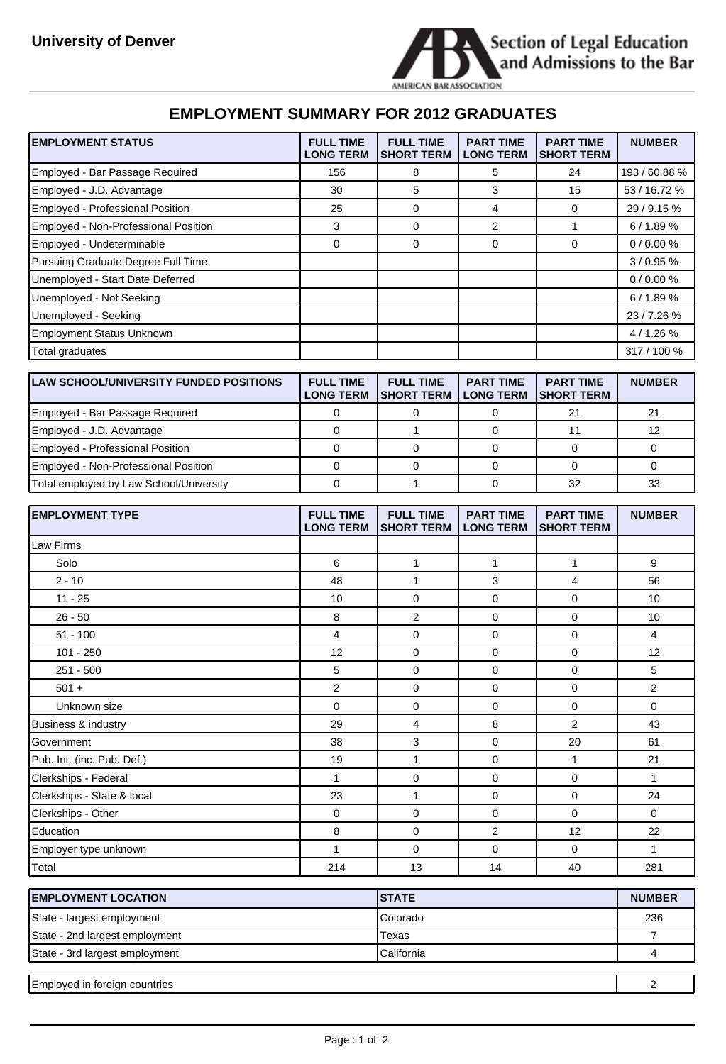**University of Denver**

Section of Legal Education and Admissions to the Bar
AMERICAN BAR ASSOCIATION

## EMPLOYMENT SUMMARY FOR 2012 GRADUATES

| EMPLOYMENT STATUS | FULL TIME LONG TERM | FULL TIME SHORT TERM | PART TIME LONG TERM | PART TIME SHORT TERM | NUMBER |
|---|---|---|---|---|---|
| Employed - Bar Passage Required | 156 | 8 | 5 | 24 | 193 / 60.88 % |
| Employed - J.D. Advantage | 30 | 5 | 3 | 15 | 53 / 16.72 % |
| Employed - Professional Position | 25 | 0 | 4 | 0 | 29 / 9.15 % |
| Employed - Non-Professional Position | 3 | 0 | 2 | 1 | 6 / 1.89 % |
| Employed - Undeterminable | 0 | 0 | 0 | 0 | 0 / 0.00 % |
| Pursuing Graduate Degree Full Time | | | | | 3 / 0.95 % |
| Unemployed - Start Date Deferred | | | | | 0 / 0.00 % |
| Unemployed - Not Seeking | | | | | 6 / 1.89 % |
| Unemployed - Seeking | | | | | 23 / 7.26 % |
| Employment Status Unknown | | | | | 4 / 1.26 % |
| Total graduates | | | | | 317 / 100 % |

| LAW SCHOOL/UNIVERSITY FUNDED POSITIONS | FULL TIME LONG TERM | FULL TIME SHORT TERM | PART TIME LONG TERM | PART TIME SHORT TERM | NUMBER |
|---|---|---|---|---|---|
| Employed - Bar Passage Required | 0 | 0 | 0 | 21 | 21 |
| Employed - J.D. Advantage | 0 | 1 | 0 | 11 | 12 |
| Employed - Professional Position | 0 | 0 | 0 | 0 | 0 |
| Employed - Non-Professional Position | 0 | 0 | 0 | 0 | 0 |
| Total employed by Law School/University | 0 | 1 | 0 | 32 | 33 |

| EMPLOYMENT TYPE | FULL TIME LONG TERM | FULL TIME SHORT TERM | PART TIME LONG TERM | PART TIME SHORT TERM | NUMBER |
|---|---|---|---|---|---|
| Law Firms | | | | | |
| Solo | 6 | 1 | 1 | 1 | 9 |
| 2 - 10 | 48 | 1 | 3 | 4 | 56 |
| 11 - 25 | 10 | 0 | 0 | 0 | 10 |
| 26 - 50 | 8 | 2 | 0 | 0 | 10 |
| 51 - 100 | 4 | 0 | 0 | 0 | 4 |
| 101 - 250 | 12 | 0 | 0 | 0 | 12 |
| 251 - 500 | 5 | 0 | 0 | 0 | 5 |
| 501 + | 2 | 0 | 0 | 0 | 2 |
| Unknown size | 0 | 0 | 0 | 0 | 0 |
| Business & industry | 29 | 4 | 8 | 2 | 43 |
| Government | 38 | 3 | 0 | 20 | 61 |
| Pub. Int. (inc. Pub. Def.) | 19 | 1 | 0 | 1 | 21 |
| Clerkships - Federal | 1 | 0 | 0 | 0 | 1 |
| Clerkships - State & local | 23 | 1 | 0 | 0 | 24 |
| Clerkships - Other | 0 | 0 | 0 | 0 | 0 |
| Education | 8 | 0 | 2 | 12 | 22 |
| Employer type unknown | 1 | 0 | 0 | 0 | 1 |
| Total | 214 | 13 | 14 | 40 | 281 |

| EMPLOYMENT LOCATION | STATE | NUMBER |
|---|---|---|
| State - largest employment | Colorado | 236 |
| State - 2nd largest employment | Texas | 7 |
| State - 3rd largest employment | California | 4 |
| Employed in foreign countries | | 2 |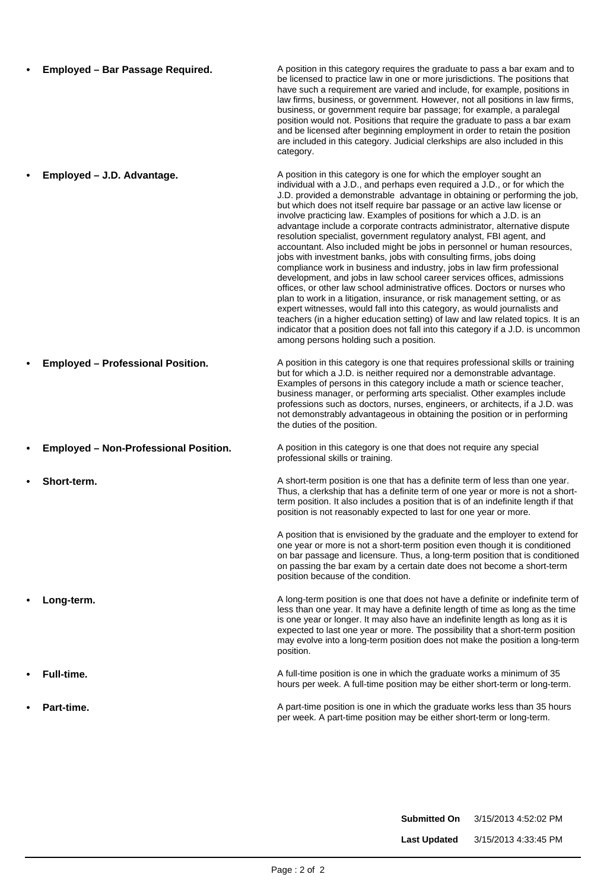- **Employed – Bar Passage Required.** A position in this category requires the graduate to pass a bar exam and to be licensed to practice law in one or more jurisdictions. The positions that have such a requirement are varied and include, for example, positions in law firms, business, or government. However, not all positions in law firms, business, or government require bar passage; for example, a paralegal position would not. Positions that require the graduate to pass a bar exam and be licensed after beginning employment in order to retain the position are included in this category. Judicial clerkships are also included in this category.

- **Employed – J.D. Advantage.** A position in this category is one for which the employer sought an individual with a J.D., and perhaps even required a J.D., or for which the J.D. provided a demonstrable advantage in obtaining or performing the job, but which does not itself require bar passage or an active law license or involve practicing law. Examples of positions for which a J.D. is an advantage include a corporate contracts administrator, alternative dispute resolution specialist, government regulatory analyst, FBI agent, and accountant. Also included might be jobs in personnel or human resources, jobs with investment banks, jobs with consulting firms, jobs doing compliance work in business and industry, jobs in law firm professional development, and jobs in law school career services offices, admissions offices, or other law school administrative offices. Doctors or nurses who plan to work in a litigation, insurance, or risk management setting, or as expert witnesses, would fall into this category, as would journalists and teachers (in a higher education setting) of law and law related topics. It is an indicator that a position does not fall into this category if a J.D. is uncommon among persons holding such a position.

- **Employed – Professional Position.** A position in this category is one that requires professional skills or training but for which a J.D. is neither required nor a demonstrable advantage. Examples of persons in this category include a math or science teacher, business manager, or performing arts specialist. Other examples include professions such as doctors, nurses, engineers, or architects, if a J.D. was not demonstrably advantageous in obtaining the position or in performing the duties of the position.

- **Employed – Non-Professional Position.** A position in this category is one that does not require any special professional skills or training.

- **Short-term.** A short-term position is one that has a definite term of less than one year. Thus, a clerkship that has a definite term of one year or more is not a short-term position. It also includes a position that is of an indefinite length if that position is not reasonably expected to last for one year or more.

  A position that is envisioned by the graduate and the employer to extend for one year or more is not a short-term position even though it is conditioned on bar passage and licensure. Thus, a long-term position that is conditioned on passing the bar exam by a certain date does not become a short-term position because of the condition.

- **Long-term.** A long-term position is one that does not have a definite or indefinite term of less than one year. It may have a definite length of time as long as the time is one year or longer. It may also have an indefinite length as long as it is expected to last one year or more. The possibility that a short-term position may evolve into a long-term position does not make the position a long-term position.

- **Full-time.** A full-time position is one in which the graduate works a minimum of 35 hours per week. A full-time position may be either short-term or long-term.

- **Part-time.** A part-time position is one in which the graduate works less than 35 hours per week. A part-time position may be either short-term or long-term.

**Submitted On** 3/15/2013 4:52:02 PM

**Last Updated** 3/15/2013 4:33:45 PM